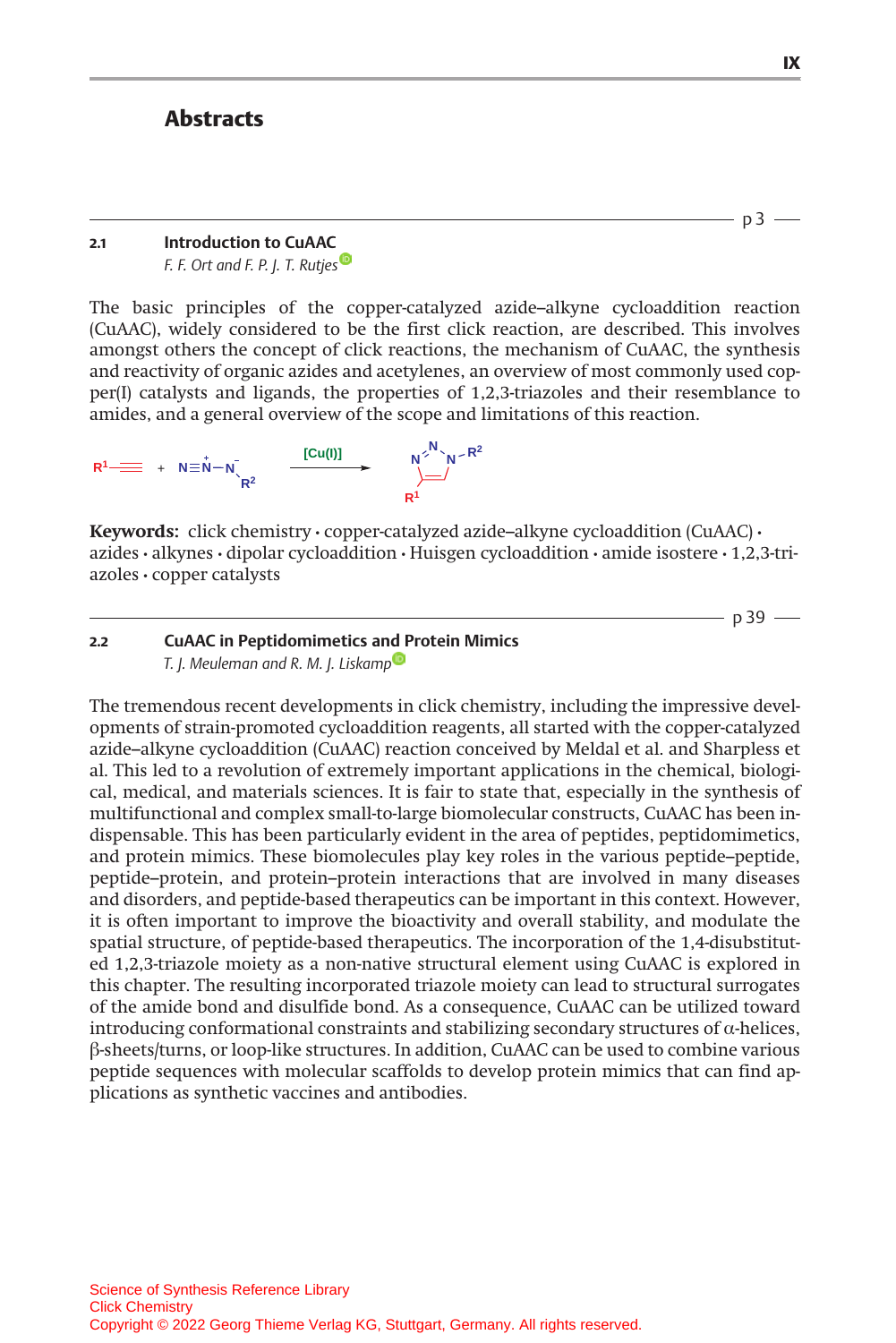# Abstracts

p 3

**2.1 Introduction to CuAAC**

*F. F. Ort and F. P. J. T. Rutjes*

The basic principles of the copper-catalyzed azide–alkyne cycloaddition reaction (CuAAC), widely considered to be the first click reaction, are described. This involves amongst others the concept of click reactions, the mechanism of CuAAC, the synthesis and reactivity of organic azides and acetylenes, an overview of most commonly used copper(I) catalysts and ligands, the properties of 1,2,3-triazoles and their resemblance to amides, and a general overview of the scope and limitations of this reaction.

$$R^1{-}C{\equiv}CH \;+\; N{\equiv}\overset{+}{N}{-}\overset{-}{N}{-}R^2 \xrightarrow{[Cu(I)]} \text{1-}R^2\text{-4-}R^1\text{-1,2,3-triazole}$$

**Keywords:** click chemistry • copper-catalyzed azide–alkyne cycloaddition (CuAAC) • azides • alkynes • dipolar cycloaddition • Huisgen cycloaddition • amide isostere • 1,2,3-triazoles • copper catalysts

p 39

**2.2 CuAAC in Peptidomimetics and Protein Mimics**

*T. J. Meuleman and R. M. J. Liskamp*

The tremendous recent developments in click chemistry, including the impressive developments of strain-promoted cycloaddition reagents, all started with the copper-catalyzed azide–alkyne cycloaddition (CuAAC) reaction conceived by Meldal et al. and Sharpless et al. This led to a revolution of extremely important applications in the chemical, biological, medical, and materials sciences. It is fair to state that, especially in the synthesis of multifunctional and complex small-to-large biomolecular constructs, CuAAC has been indispensable. This has been particularly evident in the area of peptides, peptidomimetics, and protein mimics. These biomolecules play key roles in the various peptide–peptide, peptide–protein, and protein–protein interactions that are involved in many diseases and disorders, and peptide-based therapeutics can be important in this context. However, it is often important to improve the bioactivity and overall stability, and modulate the spatial structure, of peptide-based therapeutics. The incorporation of the 1,4-disubstituted 1,2,3-triazole moiety as a non-native structural element using CuAAC is explored in this chapter. The resulting incorporated triazole moiety can lead to structural surrogates of the amide bond and disulfide bond. As a consequence, CuAAC can be utilized toward introducing conformational constraints and stabilizing secondary structures of α-helices, β-sheets/turns, or loop-like structures. In addition, CuAAC can be used to combine various peptide sequences with molecular scaffolds to develop protein mimics that can find applications as synthetic vaccines and antibodies.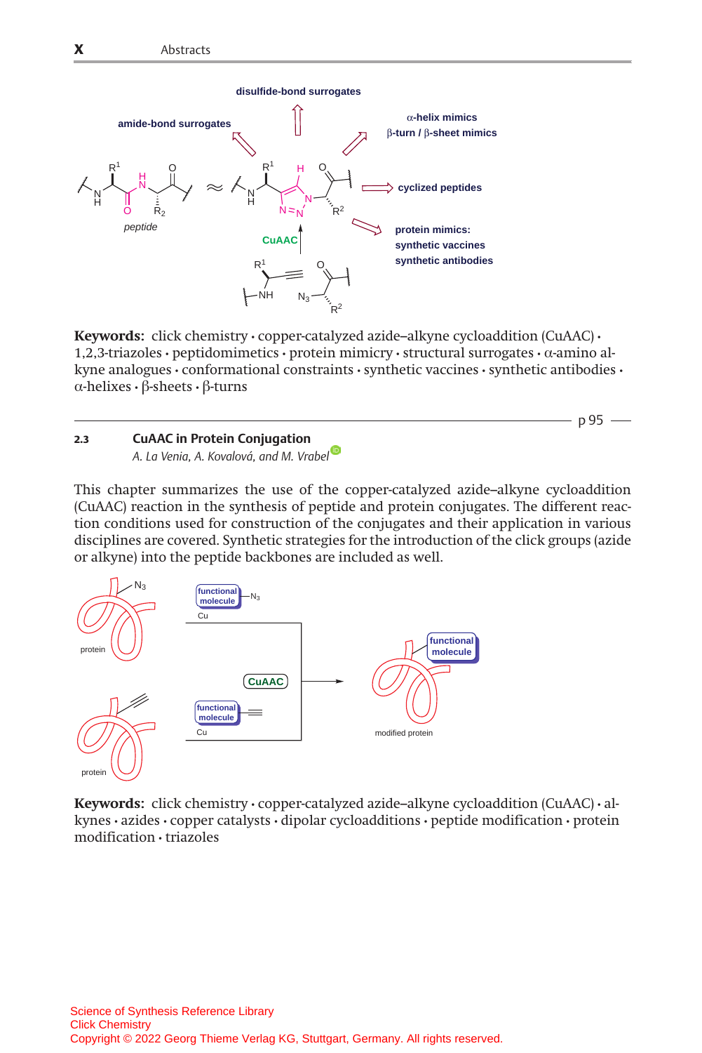**Keywords:** click chemistry · copper-catalyzed azide–alkyne cycloaddition (CuAAC) · 1,2,3-triazoles · peptidomimetics · protein mimicry · structural surrogates · α-amino alkyne analogues · conformational constraints · synthetic vaccines · synthetic antibodies · α-helixes · β-sheets · β-turns

p 95

## 2.3 CuAAC in Protein Conjugation

*A. La Venia, A. Kovalová, and M. Vrabel*

This chapter summarizes the use of the copper-catalyzed azide–alkyne cycloaddition (CuAAC) reaction in the synthesis of peptide and protein conjugates. The different reaction conditions used for construction of the conjugates and their application in various disciplines are covered. Synthetic strategies for the introduction of the click groups (azide or alkyne) into the peptide backbones are included as well.

**Keywords:** click chemistry · copper-catalyzed azide–alkyne cycloaddition (CuAAC) · alkynes · azides · copper catalysts · dipolar cycloadditions · peptide modification · protein modification · triazoles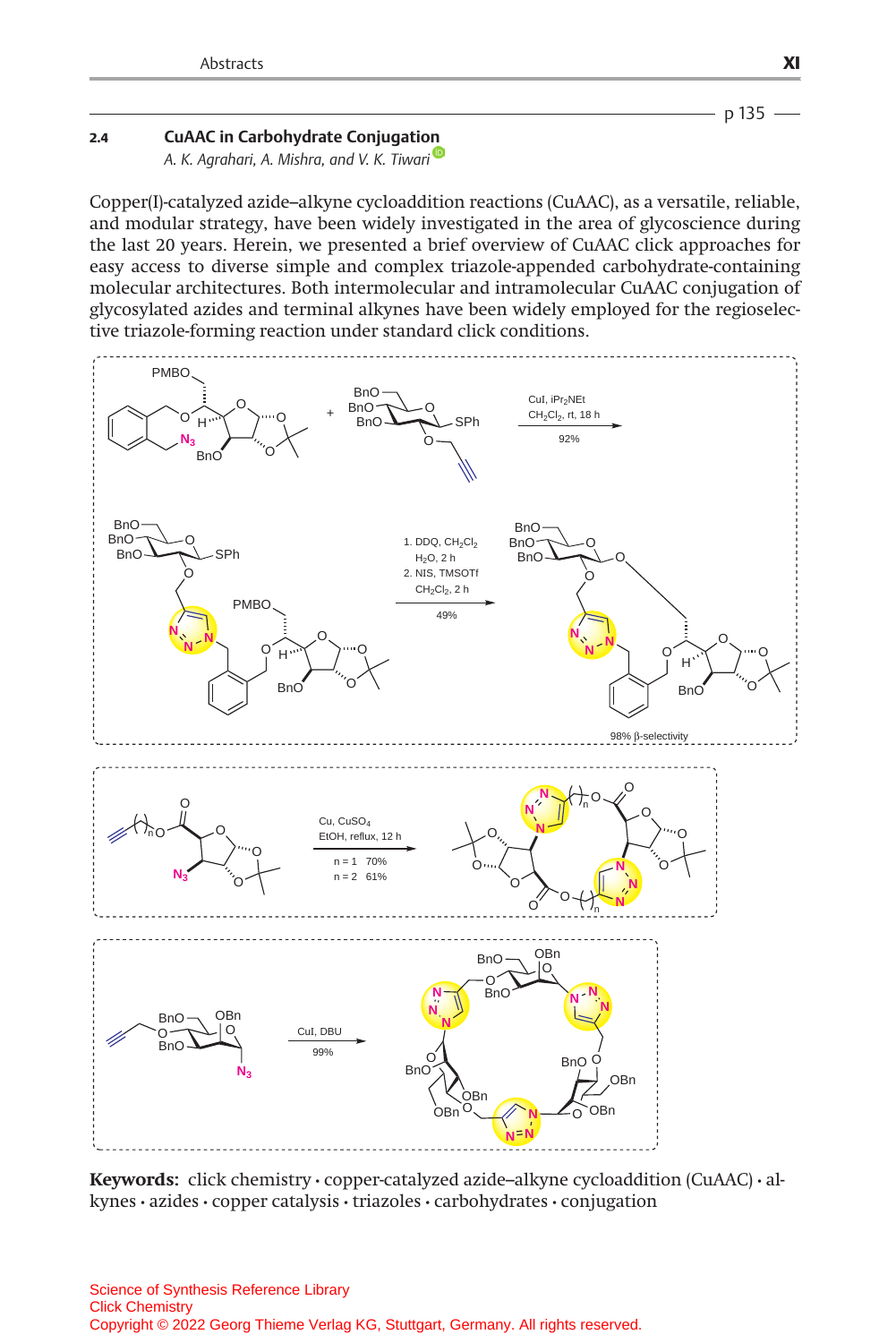p 135

**2.4** **CuAAC in Carbohydrate Conjugation**

*A. K. Agrahari, A. Mishra, and V. K. Tiwari*

Copper(I)-catalyzed azide–alkyne cycloaddition reactions (CuAAC), as a versatile, reliable, and modular strategy, have been widely investigated in the area of glycoscience during the last 20 years. Herein, we presented a brief overview of CuAAC click approaches for easy access to diverse simple and complex triazole-appended carbohydrate-containing molecular architectures. Both intermolecular and intramolecular CuAAC conjugation of glycosylated azides and terminal alkynes have been widely employed for the regioselective triazole-forming reaction under standard click conditions.

**Keywords:** click chemistry · copper-catalyzed azide–alkyne cycloaddition (CuAAC) · alkynes · azides · copper catalysis · triazoles · carbohydrates · conjugation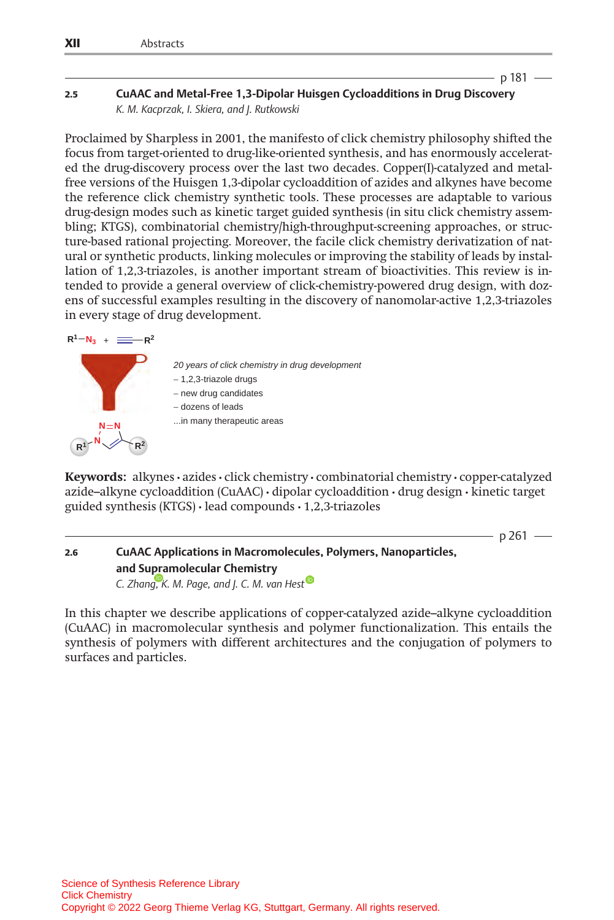p 181

## 2.5 CuAAC and Metal-Free 1,3-Dipolar Huisgen Cycloadditions in Drug Discovery

*K. M. Kacprzak, I. Skiera, and J. Rutkowski*

Proclaimed by Sharpless in 2001, the manifesto of click chemistry philosophy shifted the focus from target-oriented to drug-like-oriented synthesis, and has enormously accelerated the drug-discovery process over the last two decades. Copper(I)-catalyzed and metal-free versions of the Huisgen 1,3-dipolar cycloaddition of azides and alkynes have become the reference click chemistry synthetic tools. These processes are adaptable to various drug-design modes such as kinetic target guided synthesis (in situ click chemistry assembling; KTGS), combinatorial chemistry/high-throughput-screening approaches, or structure-based rational projecting. Moreover, the facile click chemistry derivatization of natural or synthetic products, linking molecules or improving the stability of leads by installation of 1,2,3-triazoles, is another important stream of bioactivities. This review is intended to provide a general overview of click-chemistry-powered drug design, with dozens of successful examples resulting in the discovery of nanomolar-active 1,2,3-triazoles in every stage of drug development.

$R^1-N_3$ + ≡$-R^2$

*20 years of click chemistry in drug development*
– 1,2,3-triazole drugs
– new drug candidates
– dozens of leads
...in many therapeutic areas

**Keywords:** alkynes • azides • click chemistry • combinatorial chemistry • copper-catalyzed azide–alkyne cycloaddition (CuAAC) • dipolar cycloaddition • drug design • kinetic target guided synthesis (KTGS) • lead compounds • 1,2,3-triazoles

p 261

## 2.6 CuAAC Applications in Macromolecules, Polymers, Nanoparticles, and Supramolecular Chemistry

*C. Zhang, K. M. Page, and J. C. M. van Hest*

In this chapter we describe applications of copper-catalyzed azide–alkyne cycloaddition (CuAAC) in macromolecular synthesis and polymer functionalization. This entails the synthesis of polymers with different architectures and the conjugation of polymers to surfaces and particles.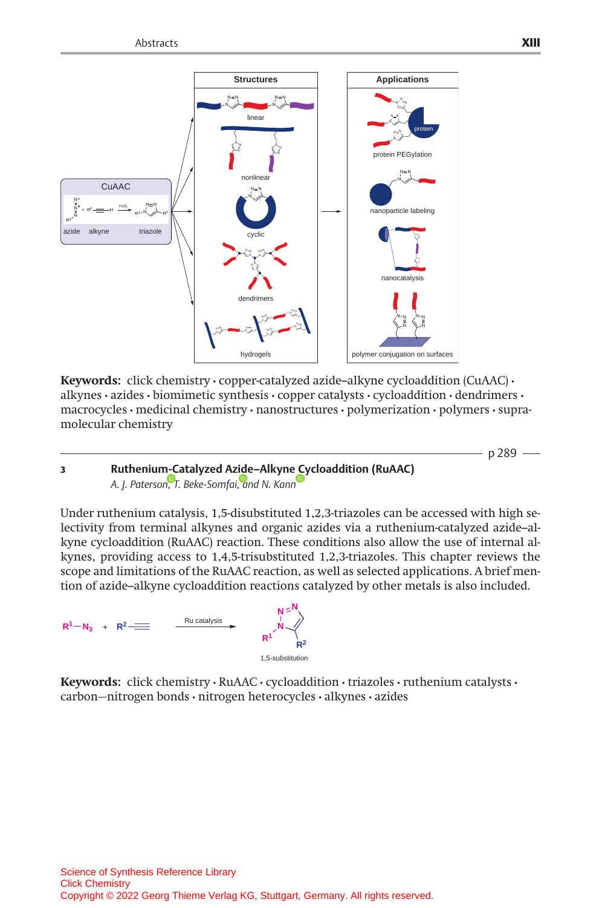**Keywords:** click chemistry • copper-catalyzed azide–alkyne cycloaddition (CuAAC) • alkynes • azides • biomimetic synthesis • copper catalysts • cycloaddition • dendrimers • macrocycles • medicinal chemistry • nanostructures • polymerization • polymers • supramolecular chemistry

p 289

**3 Ruthenium-Catalyzed Azide–Alkyne Cycloaddition (RuAAC)**

*A. J. Paterson, T. Beke-Somfai, and N. Kann*

Under ruthenium catalysis, 1,5-disubstituted 1,2,3-triazoles can be accessed with high selectivity from terminal alkynes and organic azides via a ruthenium-catalyzed azide–alkyne cycloaddition (RuAAC) reaction. These conditions also allow the use of internal alkynes, providing access to 1,4,5-trisubstituted 1,2,3-triazoles. This chapter reviews the scope and limitations of the RuAAC reaction, as well as selected applications. A brief mention of azide–alkyne cycloaddition reactions catalyzed by other metals is also included.

$R^1-N_3$ + $R^2$—≡ → (Ru catalysis) 1,5-substitution

**Keywords:** click chemistry • RuAAC • cycloaddition • triazoles • ruthenium catalysts • carbon—nitrogen bonds • nitrogen heterocycles • alkynes • azides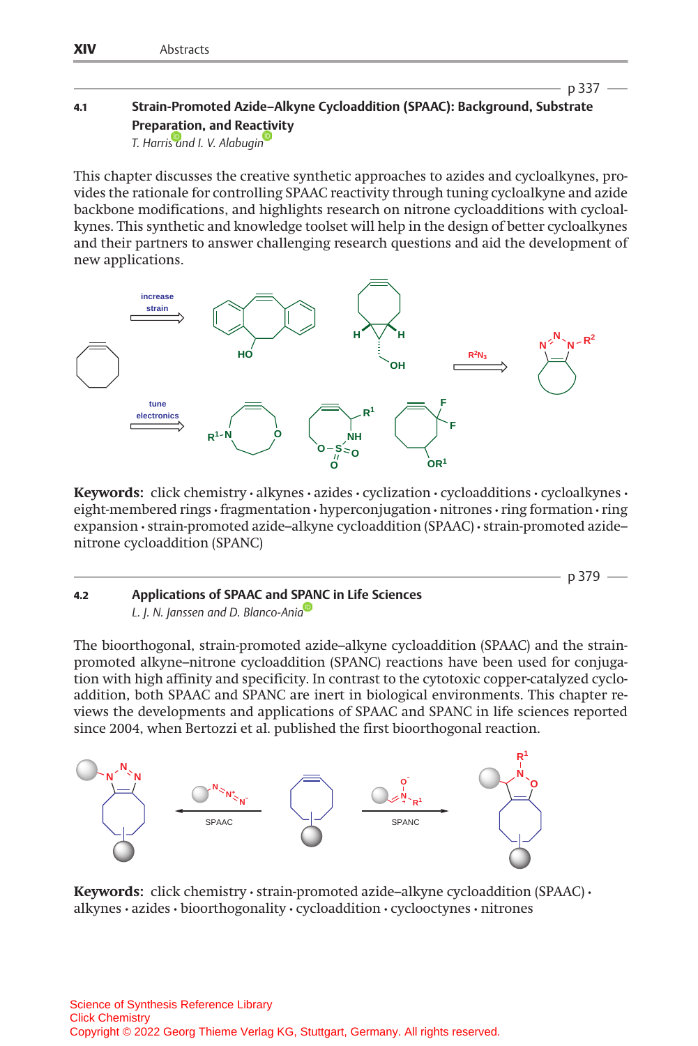p 337

## 4.1 Strain-Promoted Azide–Alkyne Cycloaddition (SPAAC): Background, Substrate Preparation, and Reactivity

*T. Harris and I. V. Alabugin*

This chapter discusses the creative synthetic approaches to azides and cycloalkynes, provides the rationale for controlling SPAAC reactivity through tuning cycloalkyne and azide backbone modifications, and highlights research on nitrone cycloadditions with cycloalkynes. This synthetic and knowledge toolset will help in the design of better cycloalkynes and their partners to answer challenging research questions and aid the development of new applications.

**Keywords:** click chemistry • alkynes • azides • cyclization • cycloadditions • cycloalkynes • eight-membered rings • fragmentation • hyperconjugation • nitrones • ring formation • ring expansion • strain-promoted azide–alkyne cycloaddition (SPAAC) • strain-promoted azide–nitrone cycloaddition (SPANC)

p 379

## 4.2 Applications of SPAAC and SPANC in Life Sciences

*L. J. N. Janssen and D. Blanco-Ania*

The bioorthogonal, strain-promoted azide–alkyne cycloaddition (SPAAC) and the strain-promoted alkyne–nitrone cycloaddition (SPANC) reactions have been used for conjugation with high affinity and specificity. In contrast to the cytotoxic copper-catalyzed cycloaddition, both SPAAC and SPANC are inert in biological environments. This chapter reviews the developments and applications of SPAAC and SPANC in life sciences reported since 2004, when Bertozzi et al. published the first bioorthogonal reaction.

**Keywords:** click chemistry • strain-promoted azide–alkyne cycloaddition (SPAAC) • alkynes • azides • bioorthogonality • cycloaddition • cyclooctynes • nitrones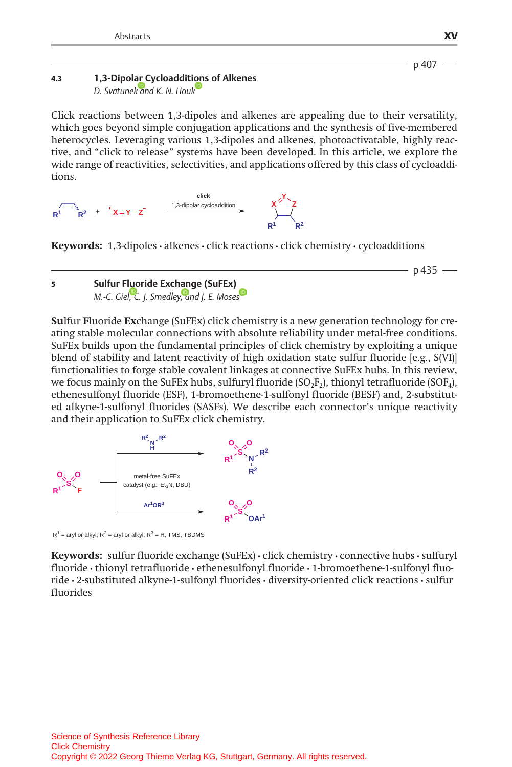p 407

**4.3 1,3-Dipolar Cycloadditions of Alkenes**
*D. Svatunek and K. N. Houk*

Click reactions between 1,3-dipoles and alkenes are appealing due to their versatility, which goes beyond simple conjugation applications and the synthesis of five-membered heterocycles. Leveraging various 1,3-dipoles and alkenes, photoactivatable, highly reactive, and "click to release" systems have been developed. In this article, we explore the wide range of reactivities, selectivities, and applications offered by this class of cycloadditions.

**Keywords:** 1,3-dipoles • alkenes • click reactions • click chemistry • cycloadditions

p 435

**5 Sulfur Fluoride Exchange (SuFEx)**
*M.-C. Giel, C. J. Smedley, and J. E. Moses*

**Su**lfur **F**luoride **Ex**change (SuFEx) click chemistry is a new generation technology for creating stable molecular connections with absolute reliability under metal-free conditions. SuFEx builds upon the fundamental principles of click chemistry by exploiting a unique blend of stability and latent reactivity of high oxidation state sulfur fluoride [e.g., S(VI)] functionalities to forge stable covalent linkages at connective SuFEx hubs. In this review, we focus mainly on the SuFEx hubs, sulfuryl fluoride ($SO_2F_2$), thionyl tetrafluoride ($SOF_4$), ethenesulfonyl fluoride (ESF), 1-bromoethene-1-sulfonyl fluoride (BESF) and, 2-substituted alkyne-1-sulfonyl fluorides (SASFs). We describe each connector's unique reactivity and their application to SuFEx click chemistry.

$R^1$ = aryl or alkyl; $R^2$ = aryl or alkyl; $R^3$ = H, TMS, TBDMS

**Keywords:** sulfur fluoride exchange (SuFEx) • click chemistry • connective hubs • sulfuryl fluoride • thionyl tetrafluoride • ethenesulfonyl fluoride • 1-bromoethene-1-sulfonyl fluoride • 2-substituted alkyne-1-sulfonyl fluorides • diversity-oriented click reactions • sulfur fluorides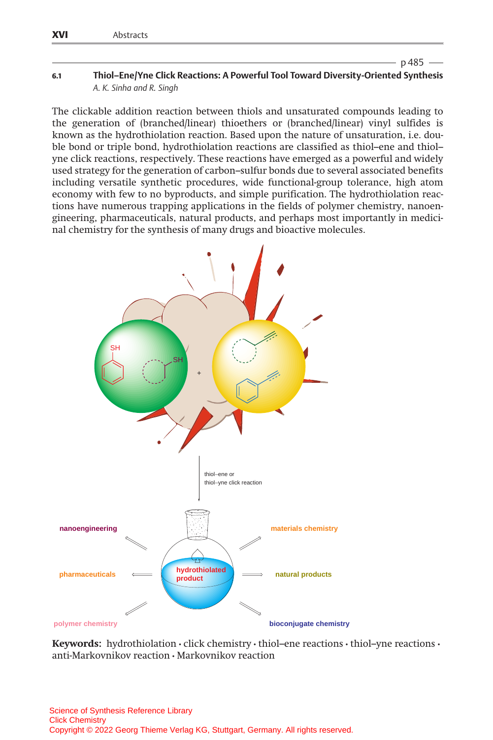p 485

### 6.1 Thiol–Ene/Yne Click Reactions: A Powerful Tool Toward Diversity-Oriented Synthesis

*A. K. Sinha and R. Singh*

The clickable addition reaction between thiols and unsaturated compounds leading to the generation of (branched/linear) thioethers or (branched/linear) vinyl sulfides is known as the hydrothiolation reaction. Based upon the nature of unsaturation, i.e. double bond or triple bond, hydrothiolation reactions are classified as thiol–ene and thiol–yne click reactions, respectively. These reactions have emerged as a powerful and widely used strategy for the generation of carbon–sulfur bonds due to several associated benefits including versatile synthetic procedures, wide functional-group tolerance, high atom economy with few to no byproducts, and simple purification. The hydrothiolation reactions have numerous trapping applications in the fields of polymer chemistry, nanoengineering, pharmaceuticals, natural products, and perhaps most importantly in medicinal chemistry for the synthesis of many drugs and bioactive molecules.

**Keywords:** hydrothiolation · click chemistry · thiol–ene reactions · thiol–yne reactions · anti-Markovnikov reaction · Markovnikov reaction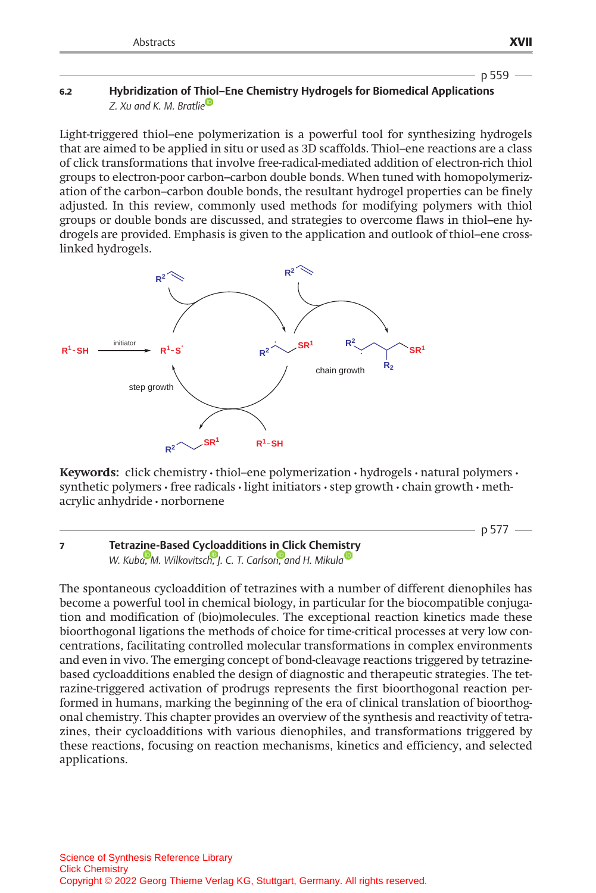p 559

## 6.2 Hybridization of Thiol–Ene Chemistry Hydrogels for Biomedical Applications

*Z. Xu and K. M. Bratlie*

Light-triggered thiol–ene polymerization is a powerful tool for synthesizing hydrogels that are aimed to be applied in situ or used as 3D scaffolds. Thiol–ene reactions are a class of click transformations that involve free-radical-mediated addition of electron-rich thiol groups to electron-poor carbon–carbon double bonds. When tuned with homopolymerization of the carbon–carbon double bonds, the resultant hydrogel properties can be finely adjusted. In this review, commonly used methods for modifying polymers with thiol groups or double bonds are discussed, and strategies to overcome flaws in thiol–ene hydrogels are provided. Emphasis is given to the application and outlook of thiol–ene crosslinked hydrogels.

**Keywords:** click chemistry • thiol–ene polymerization • hydrogels • natural polymers • synthetic polymers • free radicals • light initiators • step growth • chain growth • methacrylic anhydride • norbornene

p 577

## 7 Tetrazine-Based Cycloadditions in Click Chemistry

*W. Kuba, M. Wilkovitsch, J. C. T. Carlson, and H. Mikula*

The spontaneous cycloaddition of tetrazines with a number of different dienophiles has become a powerful tool in chemical biology, in particular for the biocompatible conjugation and modification of (bio)molecules. The exceptional reaction kinetics made these bioorthogonal ligations the methods of choice for time-critical processes at very low concentrations, facilitating controlled molecular transformations in complex environments and even in vivo. The emerging concept of bond-cleavage reactions triggered by tetrazine-based cycloadditions enabled the design of diagnostic and therapeutic strategies. The tetrazine-triggered activation of prodrugs represents the first bioorthogonal reaction performed in humans, marking the beginning of the era of clinical translation of bioorthogonal chemistry. This chapter provides an overview of the synthesis and reactivity of tetrazines, their cycloadditions with various dienophiles, and transformations triggered by these reactions, focusing on reaction mechanisms, kinetics and efficiency, and selected applications.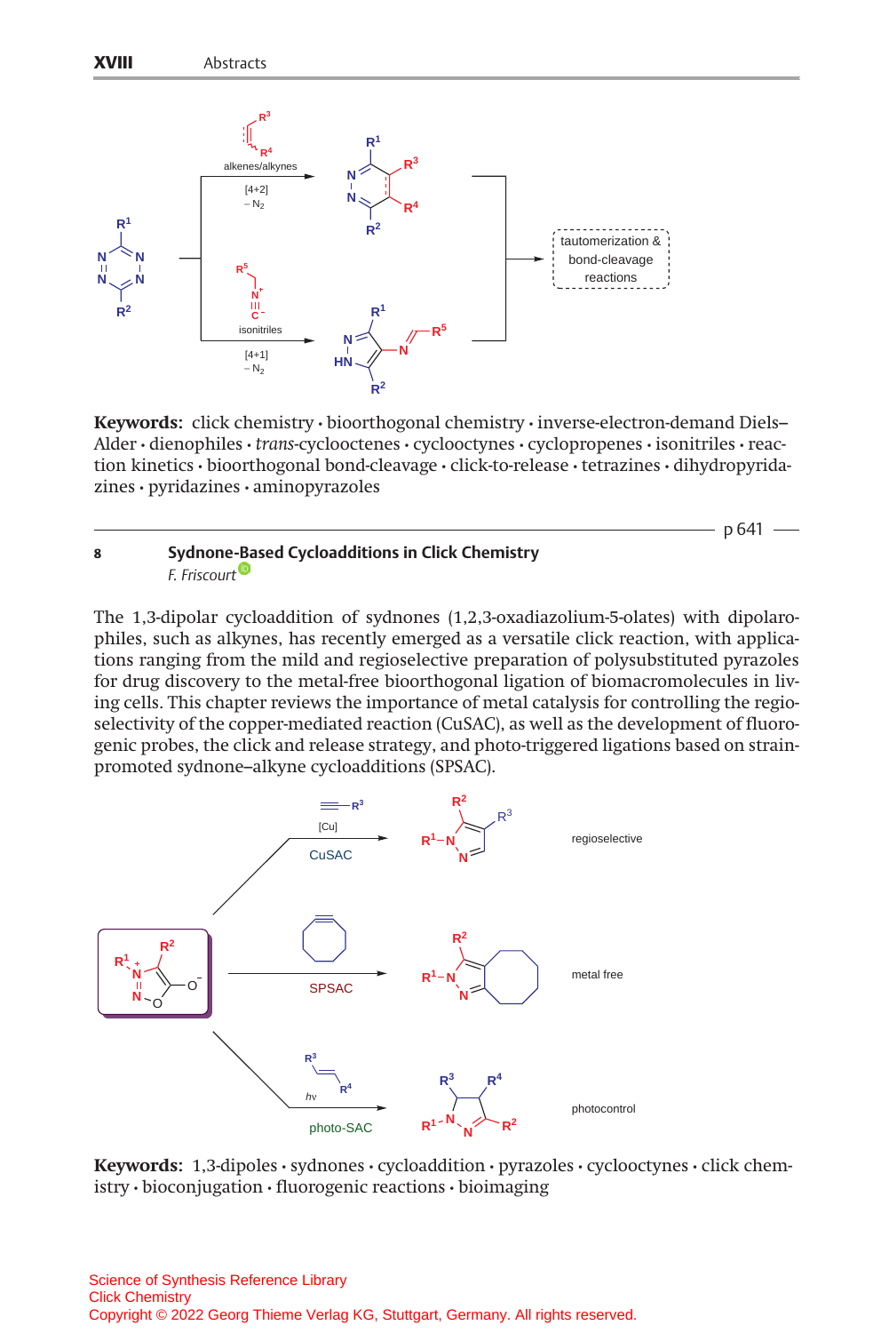alkenes/alkynes

[4+2]
– $N_2$

isonitriles

[4+1]
– $N_2$

tautomerization & bond-cleavage reactions

**Keywords:** click chemistry · bioorthogonal chemistry · inverse-electron-demand Diels–Alder · dienophiles · *trans*-cyclooctenes · cyclooctynes · cyclopropenes · isonitriles · reaction kinetics · bioorthogonal bond-cleavage · click-to-release · tetrazines · dihydropyridazines · pyridazines · aminopyrazoles

p 641

**8 Sydnone-Based Cycloadditions in Click Chemistry**

*F. Friscourt*

The 1,3-dipolar cycloaddition of sydnones (1,2,3-oxadiazolium-5-olates) with dipolarophiles, such as alkynes, has recently emerged as a versatile click reaction, with applications ranging from the mild and regioselective preparation of polysubstituted pyrazoles for drug discovery to the metal-free bioorthogonal ligation of biomacromolecules in living cells. This chapter reviews the importance of metal catalysis for controlling the regioselectivity of the copper-mediated reaction (CuSAC), as well as the development of fluorogenic probes, the click and release strategy, and photo-triggered ligations based on strain-promoted sydnone–alkyne cycloadditions (SPSAC).

[Cu]
CuSAC
regioselective

SPSAC
metal free

hν
photo-SAC
photocontrol

**Keywords:** 1,3-dipoles · sydnones · cycloaddition · pyrazoles · cyclooctynes · click chemistry · bioconjugation · fluorogenic reactions · bioimaging